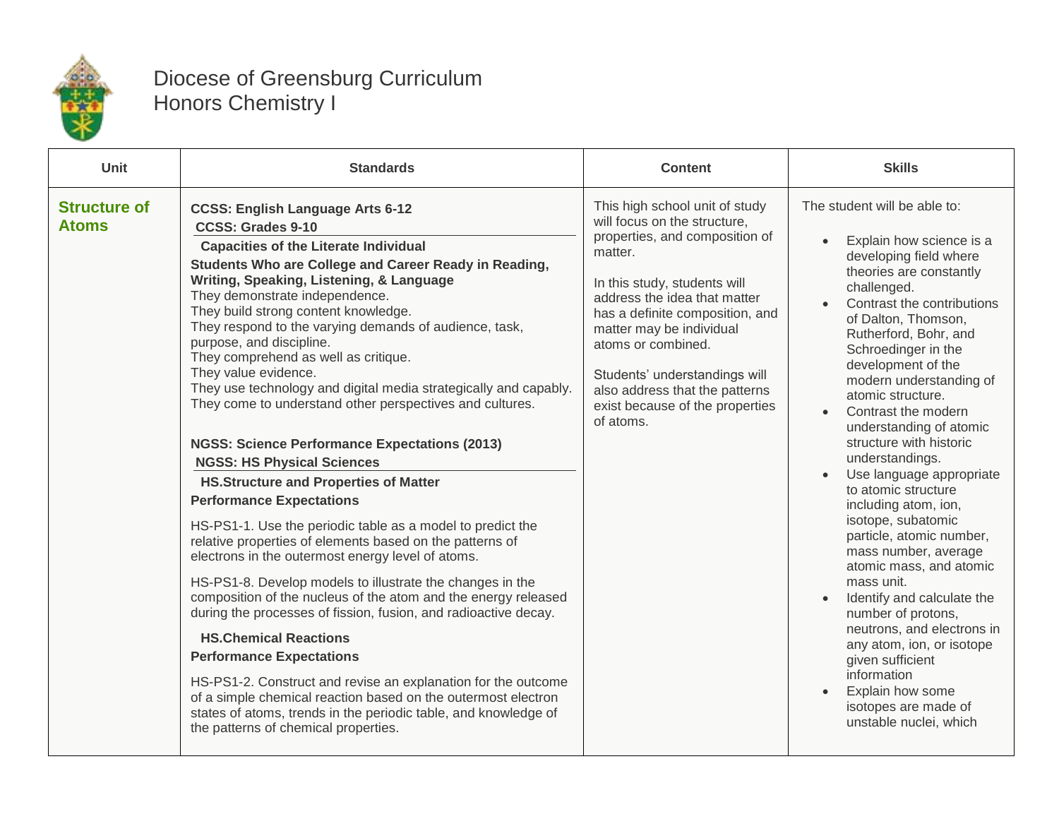# Diocese of Greensburg Curriculum
## Honors Chemistry I

| Unit | Standards | Content | Skills |
|---|---|---|---|
| **Structure of Atoms** | **CCSS: English Language Arts 6-12**<br>**CCSS: Grades 9-10**<br>**Capacities of the Literate Individual**<br>**Students Who are College and Career Ready in Reading, Writing, Speaking, Listening, & Language**<br>They demonstrate independence.<br>They build strong content knowledge.<br>They respond to the varying demands of audience, task, purpose, and discipline.<br>They comprehend as well as critique.<br>They value evidence.<br>They use technology and digital media strategically and capably.<br>They come to understand other perspectives and cultures.<br><br>**NGSS: Science Performance Expectations (2013)**<br>**NGSS: HS Physical Sciences**<br>**HS.Structure and Properties of Matter**<br>**Performance Expectations**<br>HS-PS1-1. Use the periodic table as a model to predict the relative properties of elements based on the patterns of electrons in the outermost energy level of atoms.<br>HS-PS1-8. Develop models to illustrate the changes in the composition of the nucleus of the atom and the energy released during the processes of fission, fusion, and radioactive decay.<br>**HS.Chemical Reactions**<br>**Performance Expectations**<br>HS-PS1-2. Construct and revise an explanation for the outcome of a simple chemical reaction based on the outermost electron states of atoms, trends in the periodic table, and knowledge of the patterns of chemical properties. | This high school unit of study will focus on the structure, properties, and composition of matter.<br><br>In this study, students will address the idea that matter has a definite composition, and matter may be individual atoms or combined.<br><br>Students' understandings will also address that the patterns exist because of the properties of atoms. | The student will be able to:<br>• Explain how science is a developing field where theories are constantly challenged.<br>• Contrast the contributions of Dalton, Thomson, Rutherford, Bohr, and Schroedinger in the development of the modern understanding of atomic structure.<br>• Contrast the modern understanding of atomic structure with historic understandings.<br>• Use language appropriate to atomic structure including atom, ion, isotope, subatomic particle, atomic number, mass number, average atomic mass, and atomic mass unit.<br>• Identify and calculate the number of protons, neutrons, and electrons in any atom, ion, or isotope given sufficient information<br>• Explain how some isotopes are made of unstable nuclei, which |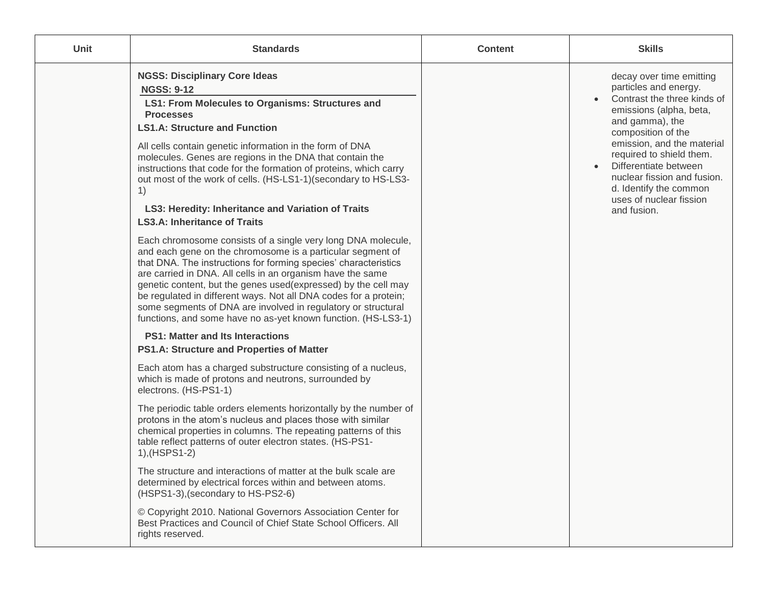| Unit | Standards | Content | Skills |
| --- | --- | --- | --- |
| | **NGSS: Disciplinary Core Ideas**<br>**NGSS: 9-12**<br>**LS1: From Molecules to Organisms: Structures and Processes**<br>**LS1.A: Structure and Function**<br>All cells contain genetic information in the form of DNA molecules. Genes are regions in the DNA that contain the instructions that code for the formation of proteins, which carry out most of the work of cells. (HS-LS1-1)(secondary to HS-LS3-1)<br>**LS3: Heredity: Inheritance and Variation of Traits**<br>**LS3.A: Inheritance of Traits**<br>Each chromosome consists of a single very long DNA molecule, and each gene on the chromosome is a particular segment of that DNA. The instructions for forming species' characteristics are carried in DNA. All cells in an organism have the same genetic content, but the genes used(expressed) by the cell may be regulated in different ways. Not all DNA codes for a protein; some segments of DNA are involved in regulatory or structural functions, and some have no as-yet known function. (HS-LS3-1)<br>**PS1: Matter and Its Interactions**<br>**PS1.A: Structure and Properties of Matter**<br>Each atom has a charged substructure consisting of a nucleus, which is made of protons and neutrons, surrounded by electrons. (HS-PS1-1)<br>The periodic table orders elements horizontally by the number of protons in the atom's nucleus and places those with similar chemical properties in columns. The repeating patterns of this table reflect patterns of outer electron states. (HS-PS1-1),(HSPS1-2)<br>The structure and interactions of matter at the bulk scale are determined by electrical forces within and between atoms. (HSPS1-3),(secondary to HS-PS2-6)<br>© Copyright 2010. National Governors Association Center for Best Practices and Council of Chief State School Officers. All rights reserved. | | decay over time emitting particles and energy.<br>• Contrast the three kinds of emissions (alpha, beta, and gamma), the composition of the emission, and the material required to shield them.<br>• Differentiate between nuclear fission and fusion. d. Identify the common uses of nuclear fission and fusion. |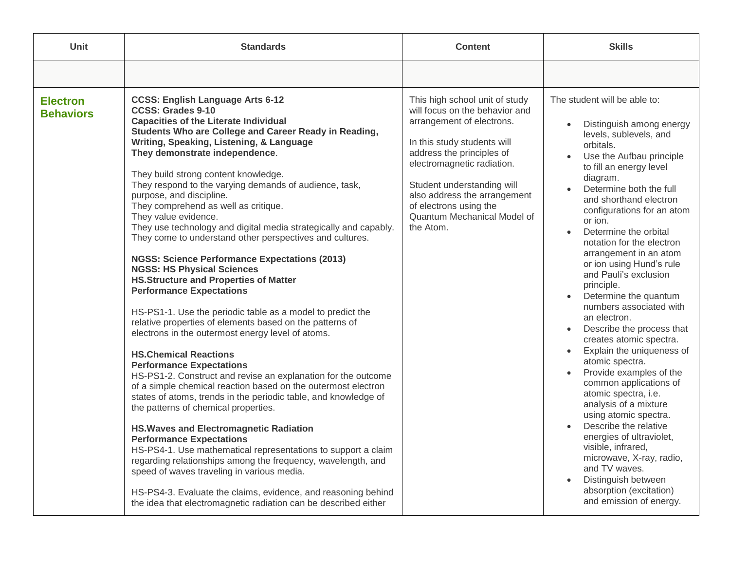| Unit | Standards | Content | Skills |
|---|---|---|---|
| | | | |
| **Electron Behaviors** | **CCSS: English Language Arts 6-12**<br>**CCSS: Grades 9-10**<br>**Capacities of the Literate Individual**<br>**Students Who are College and Career Ready in Reading, Writing, Speaking, Listening, & Language**<br>**They demonstrate independence**.<br><br>They build strong content knowledge.<br>They respond to the varying demands of audience, task, purpose, and discipline.<br>They comprehend as well as critique.<br>They value evidence.<br>They use technology and digital media strategically and capably.<br>They come to understand other perspectives and cultures.<br><br>**NGSS: Science Performance Expectations (2013)**<br>**NGSS: HS Physical Sciences**<br>**HS.Structure and Properties of Matter**<br>**Performance Expectations**<br><br>HS-PS1-1. Use the periodic table as a model to predict the relative properties of elements based on the patterns of electrons in the outermost energy level of atoms.<br><br>**HS.Chemical Reactions**<br>**Performance Expectations**<br>HS-PS1-2. Construct and revise an explanation for the outcome of a simple chemical reaction based on the outermost electron states of atoms, trends in the periodic table, and knowledge of the patterns of chemical properties.<br><br>**HS.Waves and Electromagnetic Radiation**<br>**Performance Expectations**<br>HS-PS4-1. Use mathematical representations to support a claim regarding relationships among the frequency, wavelength, and speed of waves traveling in various media.<br><br>HS-PS4-3. Evaluate the claims, evidence, and reasoning behind the idea that electromagnetic radiation can be described either | This high school unit of study will focus on the behavior and arrangement of electrons.<br><br>In this study students will address the principles of electromagnetic radiation.<br><br>Student understanding will also address the arrangement of electrons using the Quantum Mechanical Model of the Atom. | The student will be able to:<br><br>• Distinguish among energy levels, sublevels, and orbitals.<br>• Use the Aufbau principle to fill an energy level diagram.<br>• Determine both the full and shorthand electron configurations for an atom or ion.<br>• Determine the orbital notation for the electron arrangement in an atom or ion using Hund's rule and Pauli's exclusion principle.<br>• Determine the quantum numbers associated with an electron.<br>• Describe the process that creates atomic spectra.<br>• Explain the uniqueness of atomic spectra.<br>• Provide examples of the common applications of atomic spectra, i.e. analysis of a mixture using atomic spectra.<br>• Describe the relative energies of ultraviolet, visible, infrared, microwave, X-ray, radio, and TV waves.<br>• Distinguish between absorption (excitation) and emission of energy. |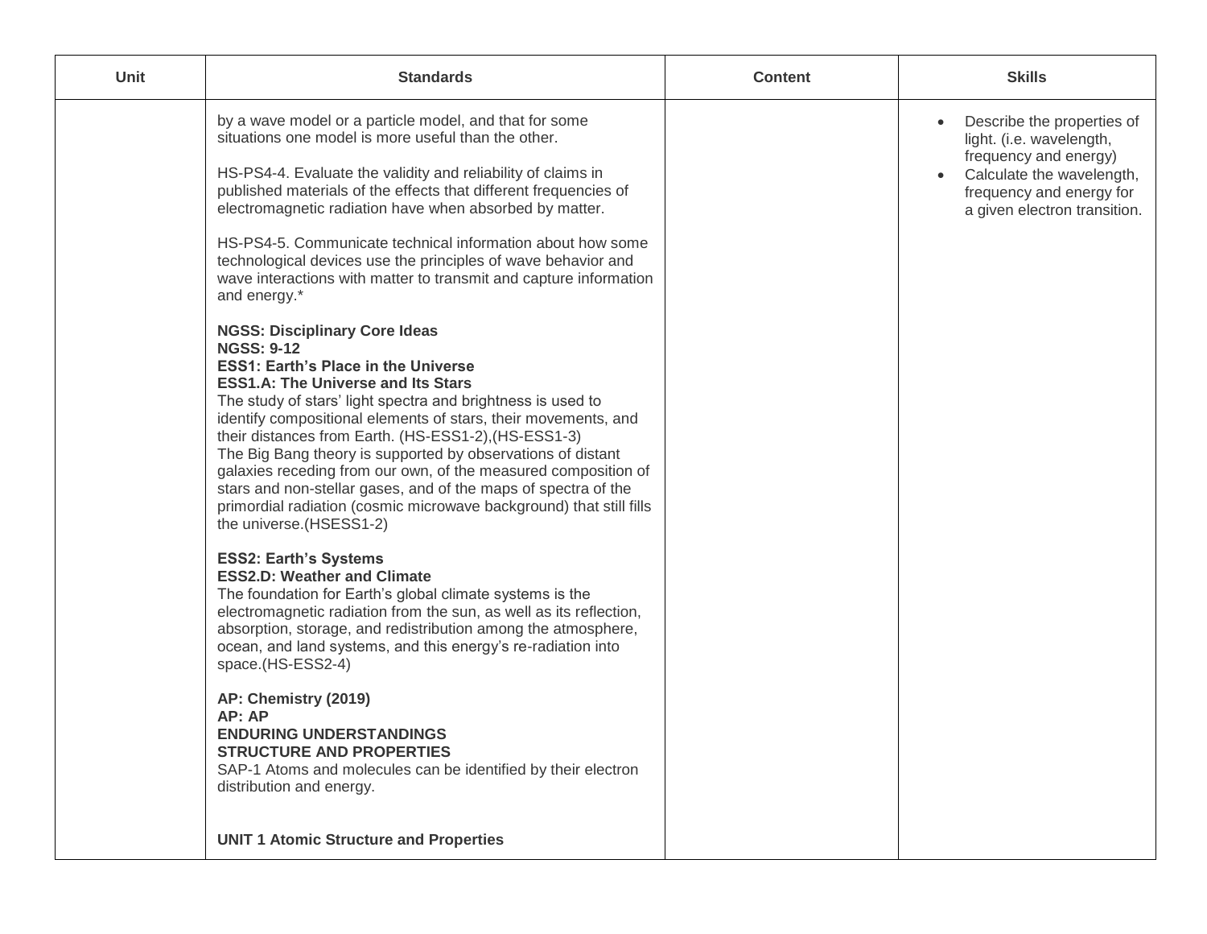| Unit | Standards | Content | Skills |
| --- | --- | --- | --- |
| | by a wave model or a particle model, and that for some situations one model is more useful than the other.<br><br>HS-PS4-4. Evaluate the validity and reliability of claims in published materials of the effects that different frequencies of electromagnetic radiation have when absorbed by matter.<br><br>HS-PS4-5. Communicate technical information about how some technological devices use the principles of wave behavior and wave interactions with matter to transmit and capture information and energy.*<br><br>**NGSS: Disciplinary Core Ideas**<br>**NGSS: 9-12**<br>**ESS1: Earth's Place in the Universe**<br>**ESS1.A: The Universe and Its Stars**<br>The study of stars' light spectra and brightness is used to identify compositional elements of stars, their movements, and their distances from Earth. (HS-ESS1-2),(HS-ESS1-3)<br>The Big Bang theory is supported by observations of distant galaxies receding from our own, of the measured composition of stars and non-stellar gases, and of the maps of spectra of the primordial radiation (cosmic microwave background) that still fills the universe.(HSESS1-2)<br><br>**ESS2: Earth's Systems**<br>**ESS2.D: Weather and Climate**<br>The foundation for Earth's global climate systems is the electromagnetic radiation from the sun, as well as its reflection, absorption, storage, and redistribution among the atmosphere, ocean, and land systems, and this energy's re-radiation into space.(HS-ESS2-4)<br><br>**AP: Chemistry (2019)**<br>**AP: AP**<br>**ENDURING UNDERSTANDINGS**<br>**STRUCTURE AND PROPERTIES**<br>SAP-1 Atoms and molecules can be identified by their electron distribution and energy.<br><br>**UNIT 1 Atomic Structure and Properties** | | • Describe the properties of light. (i.e. wavelength, frequency and energy)<br>• Calculate the wavelength, frequency and energy for a given electron transition. |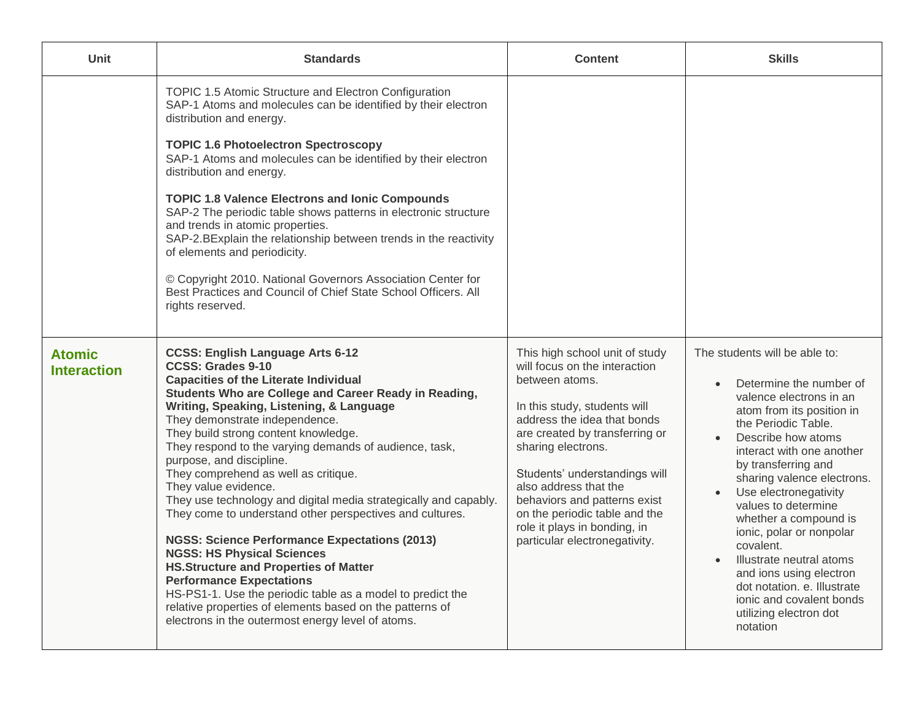| Unit | Standards | Content | Skills |
|---|---|---|---|
| | TOPIC 1.5 Atomic Structure and Electron Configuration<br>SAP-1 Atoms and molecules can be identified by their electron distribution and energy.<br><br>**TOPIC 1.6 Photoelectron Spectroscopy**<br>SAP-1 Atoms and molecules can be identified by their electron distribution and energy.<br><br>**TOPIC 1.8 Valence Electrons and Ionic Compounds**<br>SAP-2 The periodic table shows patterns in electronic structure and trends in atomic properties.<br>SAP-2.BExplain the relationship between trends in the reactivity of elements and periodicity.<br><br>© Copyright 2010. National Governors Association Center for Best Practices and Council of Chief State School Officers. All rights reserved. | | |
| **Atomic Interaction** | **CCSS: English Language Arts 6-12**<br>**CCSS: Grades 9-10**<br>**Capacities of the Literate Individual**<br>**Students Who are College and Career Ready in Reading, Writing, Speaking, Listening, & Language**<br>They demonstrate independence.<br>They build strong content knowledge.<br>They respond to the varying demands of audience, task, purpose, and discipline.<br>They comprehend as well as critique.<br>They value evidence.<br>They use technology and digital media strategically and capably.<br>They come to understand other perspectives and cultures.<br><br>**NGSS: Science Performance Expectations (2013)**<br>**NGSS: HS Physical Sciences**<br>**HS.Structure and Properties of Matter**<br>**Performance Expectations**<br>HS-PS1-1. Use the periodic table as a model to predict the relative properties of elements based on the patterns of electrons in the outermost energy level of atoms. | This high school unit of study will focus on the interaction between atoms.<br><br>In this study, students will address the idea that bonds are created by transferring or sharing electrons.<br><br>Students' understandings will also address that the behaviors and patterns exist on the periodic table and the role it plays in bonding, in particular electronegativity. | The students will be able to:<br><br>• Determine the number of valence electrons in an atom from its position in the Periodic Table.<br>• Describe how atoms interact with one another by transferring and sharing valence electrons.<br>• Use electronegativity values to determine whether a compound is ionic, polar or nonpolar covalent.<br>• Illustrate neutral atoms and ions using electron dot notation. e. Illustrate ionic and covalent bonds utilizing electron dot notation |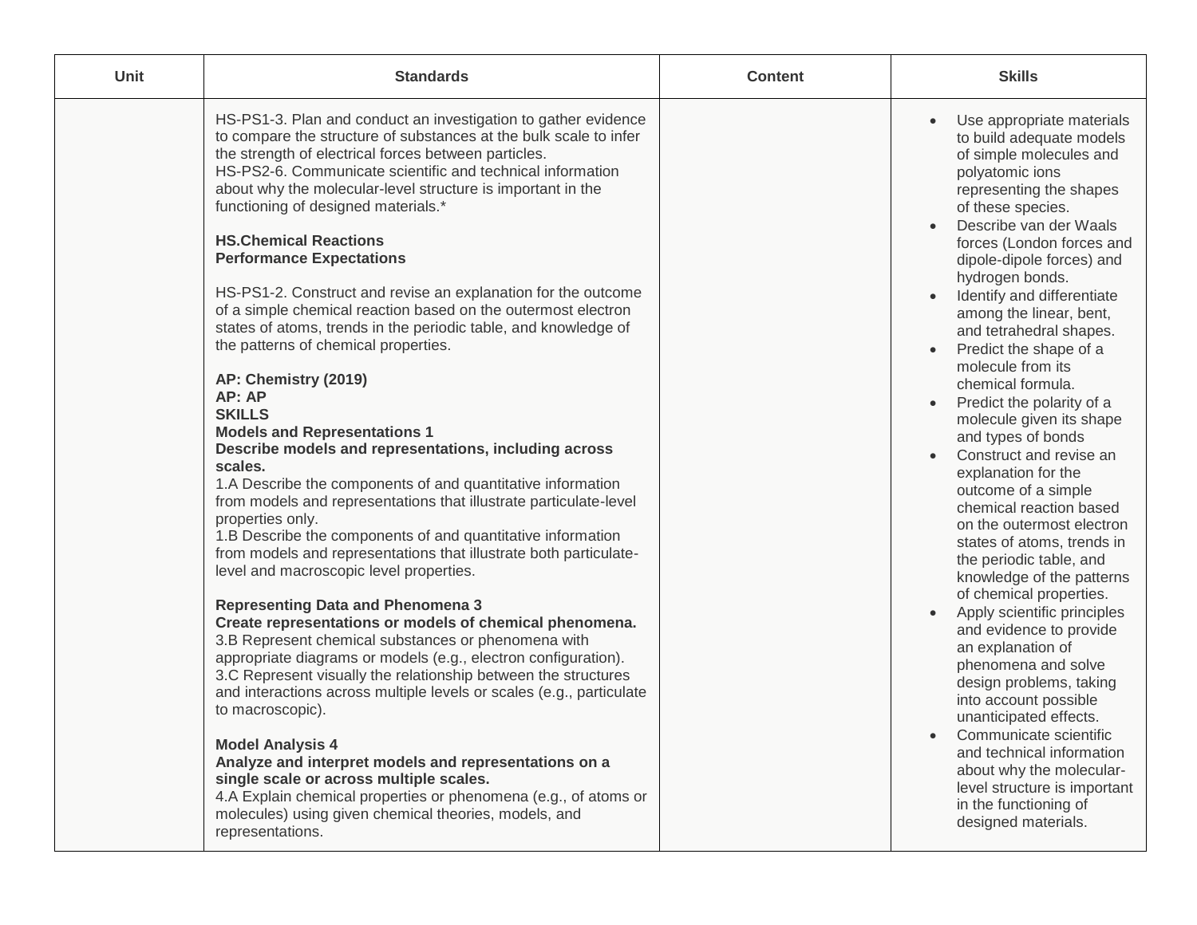| Unit | Standards | Content | Skills |
| --- | --- | --- | --- |
| | HS-PS1-3. Plan and conduct an investigation to gather evidence to compare the structure of substances at the bulk scale to infer the strength of electrical forces between particles.<br>HS-PS2-6. Communicate scientific and technical information about why the molecular-level structure is important in the functioning of designed materials.*<br><br>**HS.Chemical Reactions**<br>**Performance Expectations**<br><br>HS-PS1-2. Construct and revise an explanation for the outcome of a simple chemical reaction based on the outermost electron states of atoms, trends in the periodic table, and knowledge of the patterns of chemical properties.<br><br>**AP: Chemistry (2019)**<br>**AP: AP**<br>**SKILLS**<br>**Models and Representations 1**<br>**Describe models and representations, including across scales.**<br>1.A Describe the components of and quantitative information from models and representations that illustrate particulate-level properties only.<br>1.B Describe the components of and quantitative information from models and representations that illustrate both particulate-level and macroscopic level properties.<br><br>**Representing Data and Phenomena 3**<br>**Create representations or models of chemical phenomena.**<br>3.B Represent chemical substances or phenomena with appropriate diagrams or models (e.g., electron configuration).<br>3.C Represent visually the relationship between the structures and interactions across multiple levels or scales (e.g., particulate to macroscopic).<br><br>**Model Analysis 4**<br>**Analyze and interpret models and representations on a single scale or across multiple scales.**<br>4.A Explain chemical properties or phenomena (e.g., of atoms or molecules) using given chemical theories, models, and representations. | | • Use appropriate materials to build adequate models of simple molecules and polyatomic ions representing the shapes of these species.<br>• Describe van der Waals forces (London forces and dipole-dipole forces) and hydrogen bonds.<br>• Identify and differentiate among the linear, bent, and tetrahedral shapes.<br>• Predict the shape of a molecule from its chemical formula.<br>• Predict the polarity of a molecule given its shape and types of bonds<br>• Construct and revise an explanation for the outcome of a simple chemical reaction based on the outermost electron states of atoms, trends in the periodic table, and knowledge of the patterns of chemical properties.<br>• Apply scientific principles and evidence to provide an explanation of phenomena and solve design problems, taking into account possible unanticipated effects.<br>• Communicate scientific and technical information about why the molecular-level structure is important in the functioning of designed materials. |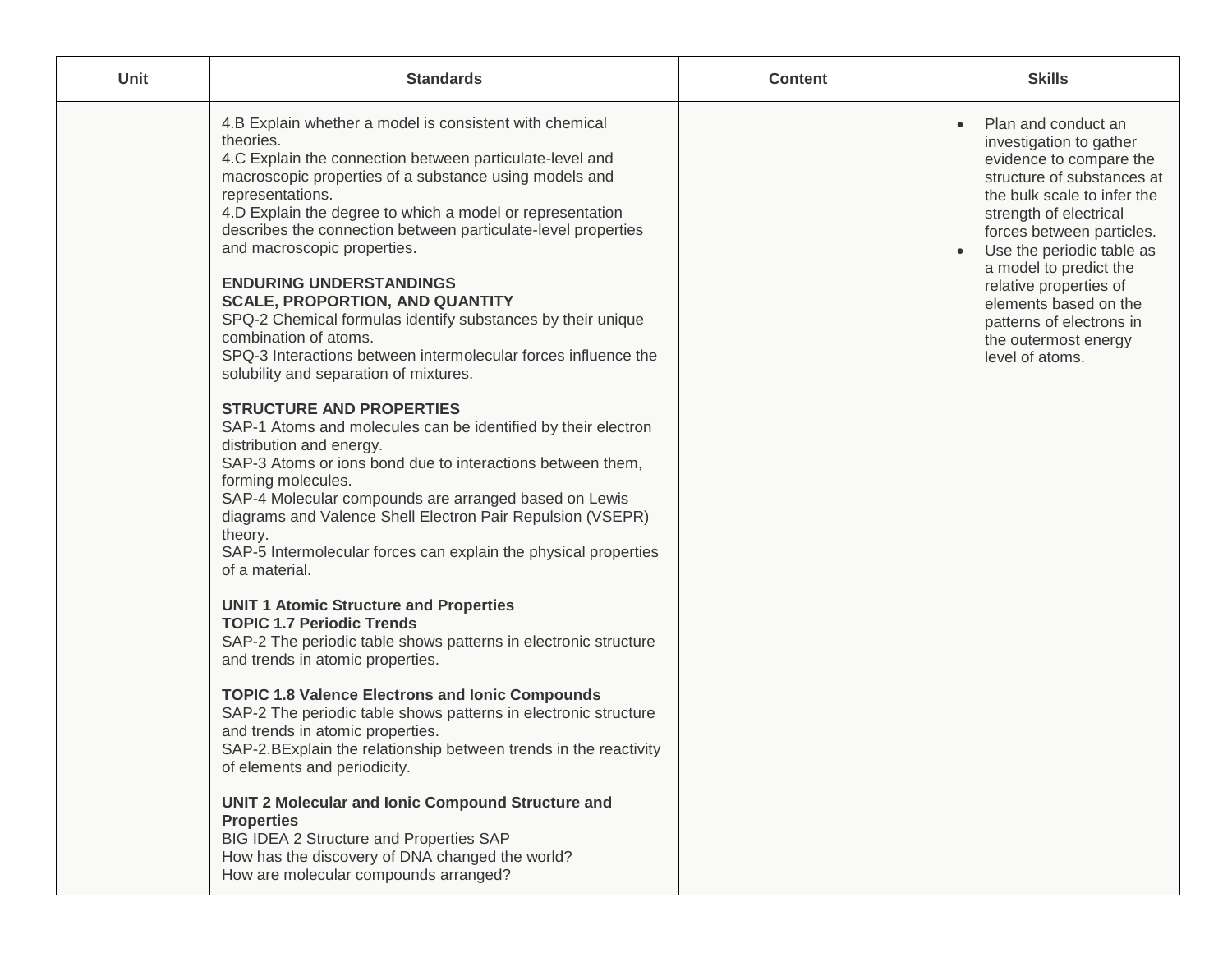| Unit | Standards | Content | Skills |
| --- | --- | --- | --- |
| | 4.B Explain whether a model is consistent with chemical theories.<br>4.C Explain the connection between particulate-level and macroscopic properties of a substance using models and representations.<br>4.D Explain the degree to which a model or representation describes the connection between particulate-level properties and macroscopic properties.<br><br>**ENDURING UNDERSTANDINGS**<br>**SCALE, PROPORTION, AND QUANTITY**<br>SPQ-2 Chemical formulas identify substances by their unique combination of atoms.<br>SPQ-3 Interactions between intermolecular forces influence the solubility and separation of mixtures.<br><br>**STRUCTURE AND PROPERTIES**<br>SAP-1 Atoms and molecules can be identified by their electron distribution and energy.<br>SAP-3 Atoms or ions bond due to interactions between them, forming molecules.<br>SAP-4 Molecular compounds are arranged based on Lewis diagrams and Valence Shell Electron Pair Repulsion (VSEPR) theory.<br>SAP-5 Intermolecular forces can explain the physical properties of a material.<br><br>**UNIT 1 Atomic Structure and Properties**<br>**TOPIC 1.7 Periodic Trends**<br>SAP-2 The periodic table shows patterns in electronic structure and trends in atomic properties.<br><br>**TOPIC 1.8 Valence Electrons and Ionic Compounds**<br>SAP-2 The periodic table shows patterns in electronic structure and trends in atomic properties.<br>SAP-2.BExplain the relationship between trends in the reactivity of elements and periodicity.<br><br>**UNIT 2 Molecular and Ionic Compound Structure and Properties**<br>BIG IDEA 2 Structure and Properties SAP<br>How has the discovery of DNA changed the world?<br>How are molecular compounds arranged? | | • Plan and conduct an investigation to gather evidence to compare the structure of substances at the bulk scale to infer the strength of electrical forces between particles.<br>• Use the periodic table as a model to predict the relative properties of elements based on the patterns of electrons in the outermost energy level of atoms. |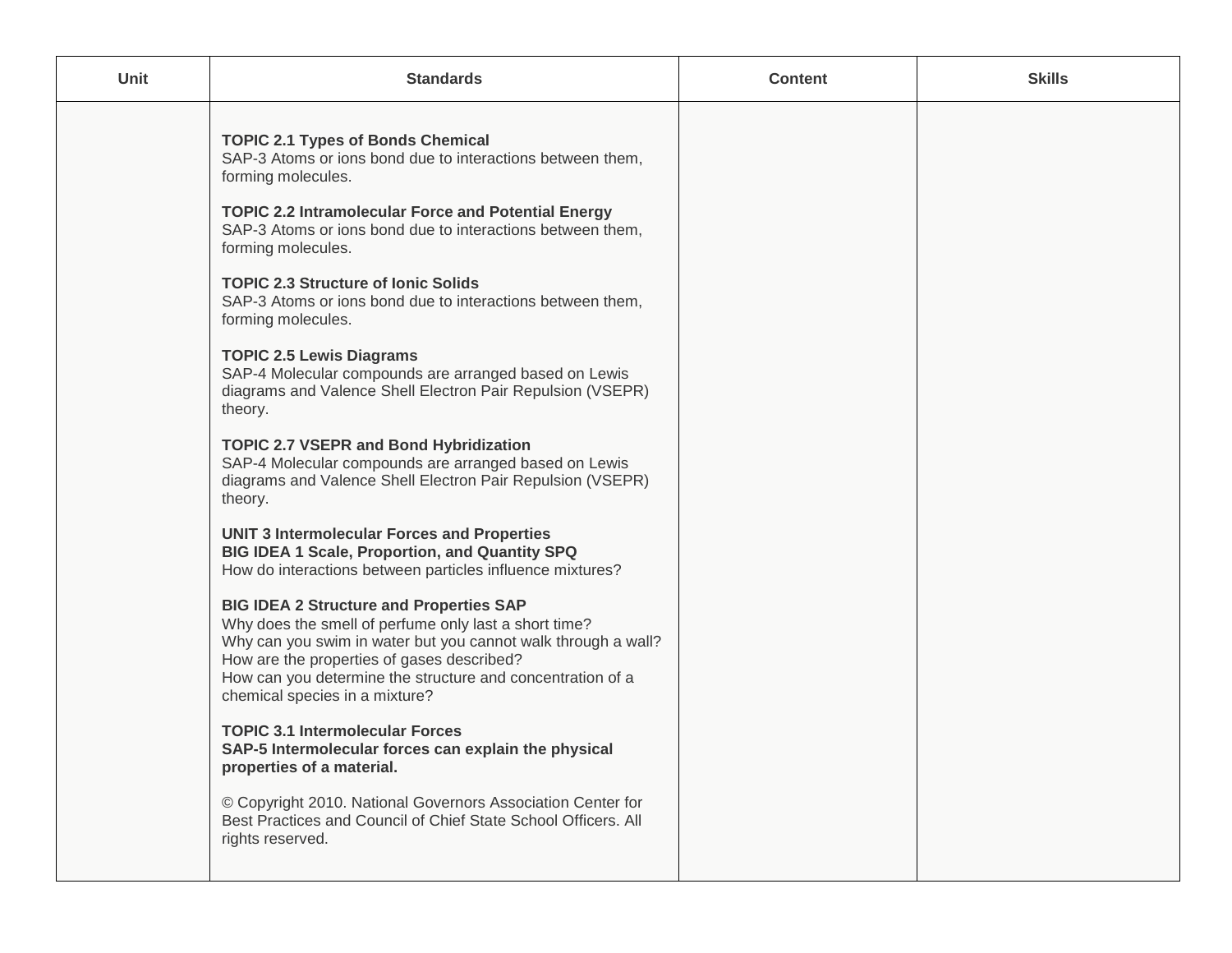| Unit | Standards | Content | Skills |
| --- | --- | --- | --- |
| | **TOPIC 2.1 Types of Bonds Chemical**<br>SAP-3 Atoms or ions bond due to interactions between them, forming molecules.<br><br>**TOPIC 2.2 Intramolecular Force and Potential Energy**<br>SAP-3 Atoms or ions bond due to interactions between them, forming molecules.<br><br>**TOPIC 2.3 Structure of Ionic Solids**<br>SAP-3 Atoms or ions bond due to interactions between them, forming molecules.<br><br>**TOPIC 2.5 Lewis Diagrams**<br>SAP-4 Molecular compounds are arranged based on Lewis diagrams and Valence Shell Electron Pair Repulsion (VSEPR) theory.<br><br>**TOPIC 2.7 VSEPR and Bond Hybridization**<br>SAP-4 Molecular compounds are arranged based on Lewis diagrams and Valence Shell Electron Pair Repulsion (VSEPR) theory.<br><br>**UNIT 3 Intermolecular Forces and Properties**<br>**BIG IDEA 1 Scale, Proportion, and Quantity SPQ**<br>How do interactions between particles influence mixtures?<br><br>**BIG IDEA 2 Structure and Properties SAP**<br>Why does the smell of perfume only last a short time?<br>Why can you swim in water but you cannot walk through a wall?<br>How are the properties of gases described?<br>How can you determine the structure and concentration of a chemical species in a mixture?<br><br>**TOPIC 3.1 Intermolecular Forces**<br>**SAP-5 Intermolecular forces can explain the physical properties of a material.**<br><br>© Copyright 2010. National Governors Association Center for Best Practices and Council of Chief State School Officers. All rights reserved. | | |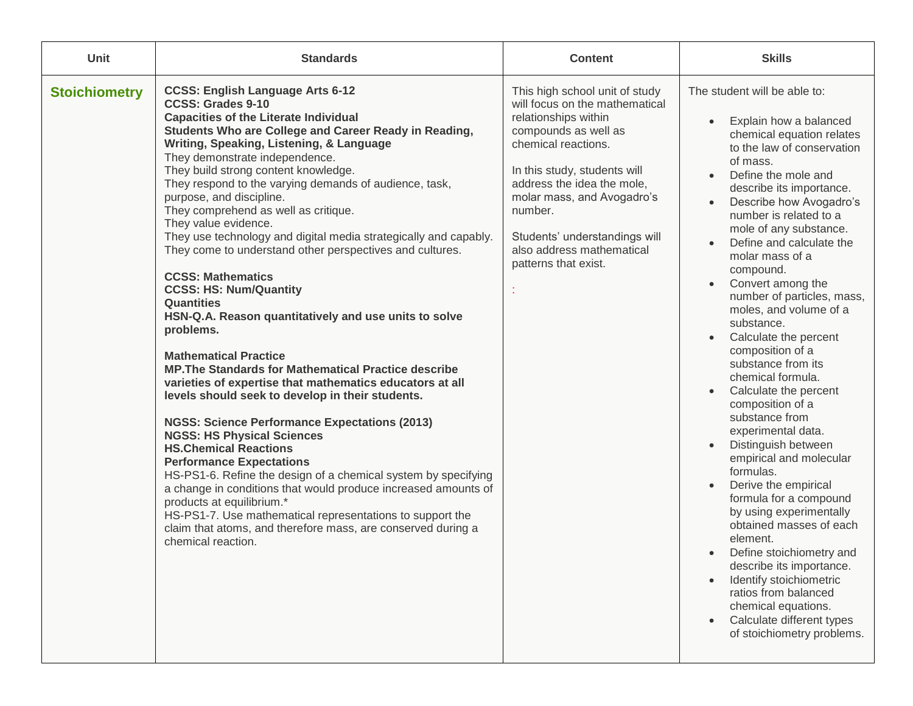| Unit | Standards | Content | Skills |
|---|---|---|---|
| **Stoichiometry** | **CCSS: English Language Arts 6-12**<br>**CCSS: Grades 9-10**<br>**Capacities of the Literate Individual**<br>**Students Who are College and Career Ready in Reading, Writing, Speaking, Listening, & Language**<br>They demonstrate independence.<br>They build strong content knowledge.<br>They respond to the varying demands of audience, task, purpose, and discipline.<br>They comprehend as well as critique.<br>They value evidence.<br>They use technology and digital media strategically and capably.<br>They come to understand other perspectives and cultures.<br><br>**CCSS: Mathematics**<br>**CCSS: HS: Num/Quantity**<br>**Quantities**<br>**HSN-Q.A. Reason quantitatively and use units to solve problems.**<br><br>**Mathematical Practice**<br>**MP.The Standards for Mathematical Practice describe varieties of expertise that mathematics educators at all levels should seek to develop in their students.**<br><br>**NGSS: Science Performance Expectations (2013)**<br>**NGSS: HS Physical Sciences**<br>**HS.Chemical Reactions**<br>**Performance Expectations**<br>HS-PS1-6. Refine the design of a chemical system by specifying a change in conditions that would produce increased amounts of products at equilibrium.*<br>HS-PS1-7. Use mathematical representations to support the claim that atoms, and therefore mass, are conserved during a chemical reaction. | This high school unit of study will focus on the mathematical relationships within compounds as well as chemical reactions.<br><br>In this study, students will address the idea the mole, molar mass, and Avogadro's number.<br><br>Students' understandings will also address mathematical patterns that exist.<br><br>: | The student will be able to:<br><br>• Explain how a balanced chemical equation relates to the law of conservation of mass.<br>• Define the mole and describe its importance.<br>• Describe how Avogadro's number is related to a mole of any substance.<br>• Define and calculate the molar mass of a compound.<br>• Convert among the number of particles, mass, moles, and volume of a substance.<br>• Calculate the percent composition of a substance from its chemical formula.<br>• Calculate the percent composition of a substance from experimental data.<br>• Distinguish between empirical and molecular formulas.<br>• Derive the empirical formula for a compound by using experimentally obtained masses of each element.<br>• Define stoichiometry and describe its importance.<br>• Identify stoichiometric ratios from balanced chemical equations.<br>• Calculate different types of stoichiometry problems. |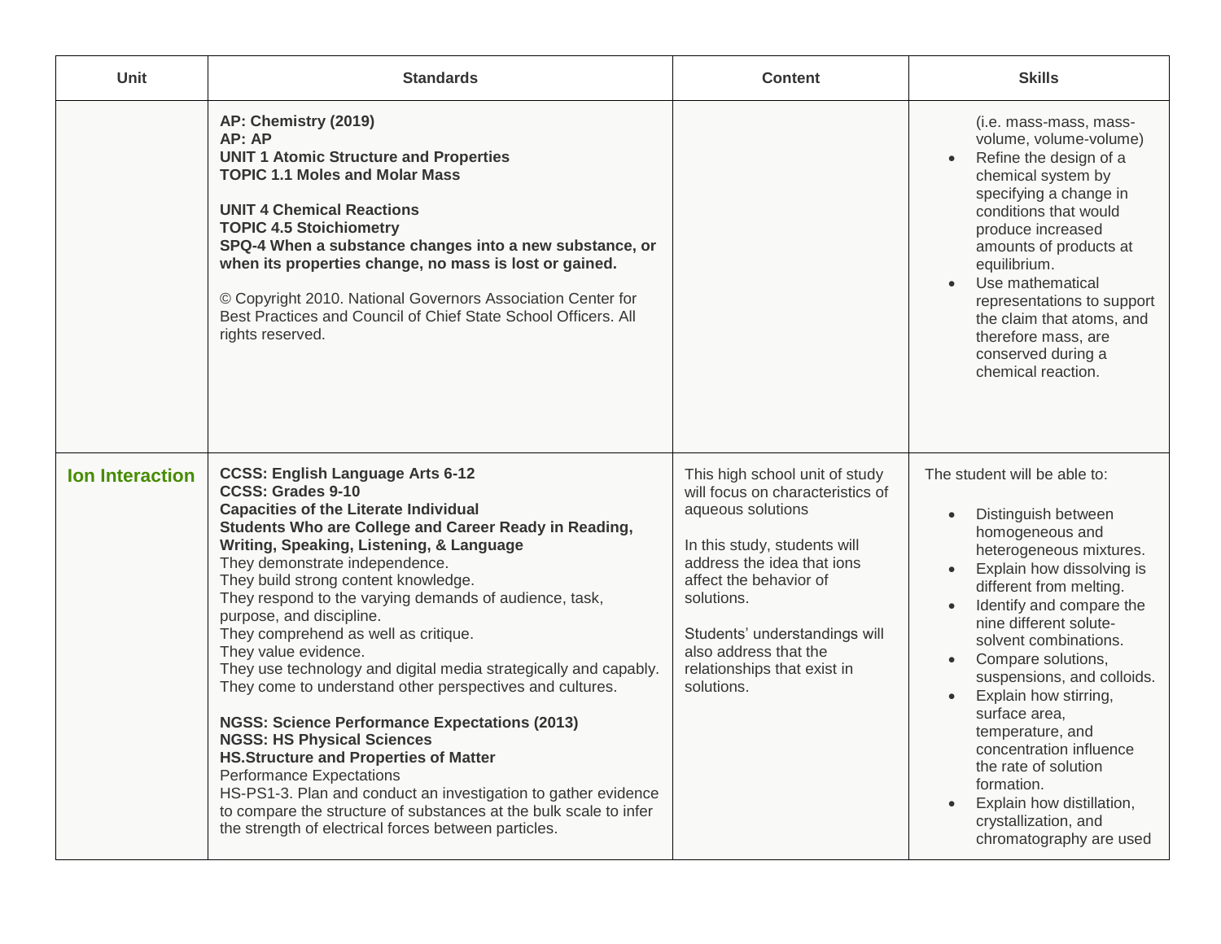| Unit | Standards | Content | Skills |
|---|---|---|---|
| | **AP: Chemistry (2019)**<br>**AP: AP**<br>**UNIT 1 Atomic Structure and Properties**<br>**TOPIC 1.1 Moles and Molar Mass**<br><br>**UNIT 4 Chemical Reactions**<br>**TOPIC 4.5 Stoichiometry**<br>**SPQ-4 When a substance changes into a new substance, or when its properties change, no mass is lost or gained.**<br><br>© Copyright 2010. National Governors Association Center for Best Practices and Council of Chief State School Officers. All rights reserved. | | (i.e. mass-mass, mass-volume, volume-volume)<br>• Refine the design of a chemical system by specifying a change in conditions that would produce increased amounts of products at equilibrium.<br>• Use mathematical representations to support the claim that atoms, and therefore mass, are conserved during a chemical reaction. |
| **Ion Interaction** | **CCSS: English Language Arts 6-12**<br>**CCSS: Grades 9-10**<br>**Capacities of the Literate Individual**<br>**Students Who are College and Career Ready in Reading, Writing, Speaking, Listening, & Language**<br>They demonstrate independence.<br>They build strong content knowledge.<br>They respond to the varying demands of audience, task, purpose, and discipline.<br>They comprehend as well as critique.<br>They value evidence.<br>They use technology and digital media strategically and capably.<br>They come to understand other perspectives and cultures.<br><br>**NGSS: Science Performance Expectations (2013)**<br>**NGSS: HS Physical Sciences**<br>**HS.Structure and Properties of Matter**<br>Performance Expectations<br>HS-PS1-3. Plan and conduct an investigation to gather evidence to compare the structure of substances at the bulk scale to infer the strength of electrical forces between particles. | This high school unit of study will focus on characteristics of aqueous solutions<br><br>In this study, students will address the idea that ions affect the behavior of solutions.<br><br>Students' understandings will also address that the relationships that exist in solutions. | The student will be able to:<br><br>• Distinguish between homogeneous and heterogeneous mixtures.<br>• Explain how dissolving is different from melting.<br>• Identify and compare the nine different solute-solvent combinations.<br>• Compare solutions, suspensions, and colloids.<br>• Explain how stirring, surface area, temperature, and concentration influence the rate of solution formation.<br>• Explain how distillation, crystallization, and chromatography are used |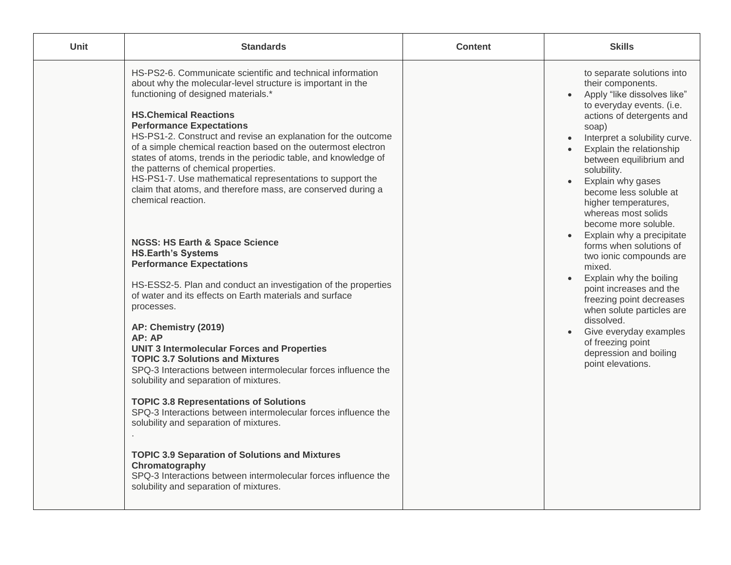| Unit | Standards | Content | Skills |
| --- | --- | --- | --- |
| | HS-PS2-6. Communicate scientific and technical information about why the molecular-level structure is important in the functioning of designed materials.*<br><br>**HS.Chemical Reactions**<br>**Performance Expectations**<br>HS-PS1-2. Construct and revise an explanation for the outcome of a simple chemical reaction based on the outermost electron states of atoms, trends in the periodic table, and knowledge of the patterns of chemical properties.<br>HS-PS1-7. Use mathematical representations to support the claim that atoms, and therefore mass, are conserved during a chemical reaction.<br><br>**NGSS: HS Earth & Space Science**<br>**HS.Earth's Systems**<br>**Performance Expectations**<br><br>HS-ESS2-5. Plan and conduct an investigation of the properties of water and its effects on Earth materials and surface processes.<br><br>**AP: Chemistry (2019)**<br>**AP: AP**<br>**UNIT 3 Intermolecular Forces and Properties**<br>**TOPIC 3.7 Solutions and Mixtures**<br>SPQ-3 Interactions between intermolecular forces influence the solubility and separation of mixtures.<br><br>**TOPIC 3.8 Representations of Solutions**<br>SPQ-3 Interactions between intermolecular forces influence the solubility and separation of mixtures.<br>.<br><br>**TOPIC 3.9 Separation of Solutions and Mixtures Chromatography**<br>SPQ-3 Interactions between intermolecular forces influence the solubility and separation of mixtures. | | to separate solutions into their components.<br>• Apply "like dissolves like" to everyday events. (i.e. actions of detergents and soap)<br>• Interpret a solubility curve.<br>• Explain the relationship between equilibrium and solubility.<br>• Explain why gases become less soluble at higher temperatures, whereas most solids become more soluble.<br>• Explain why a precipitate forms when solutions of two ionic compounds are mixed.<br>• Explain why the boiling point increases and the freezing point decreases when solute particles are dissolved.<br>• Give everyday examples of freezing point depression and boiling point elevations. |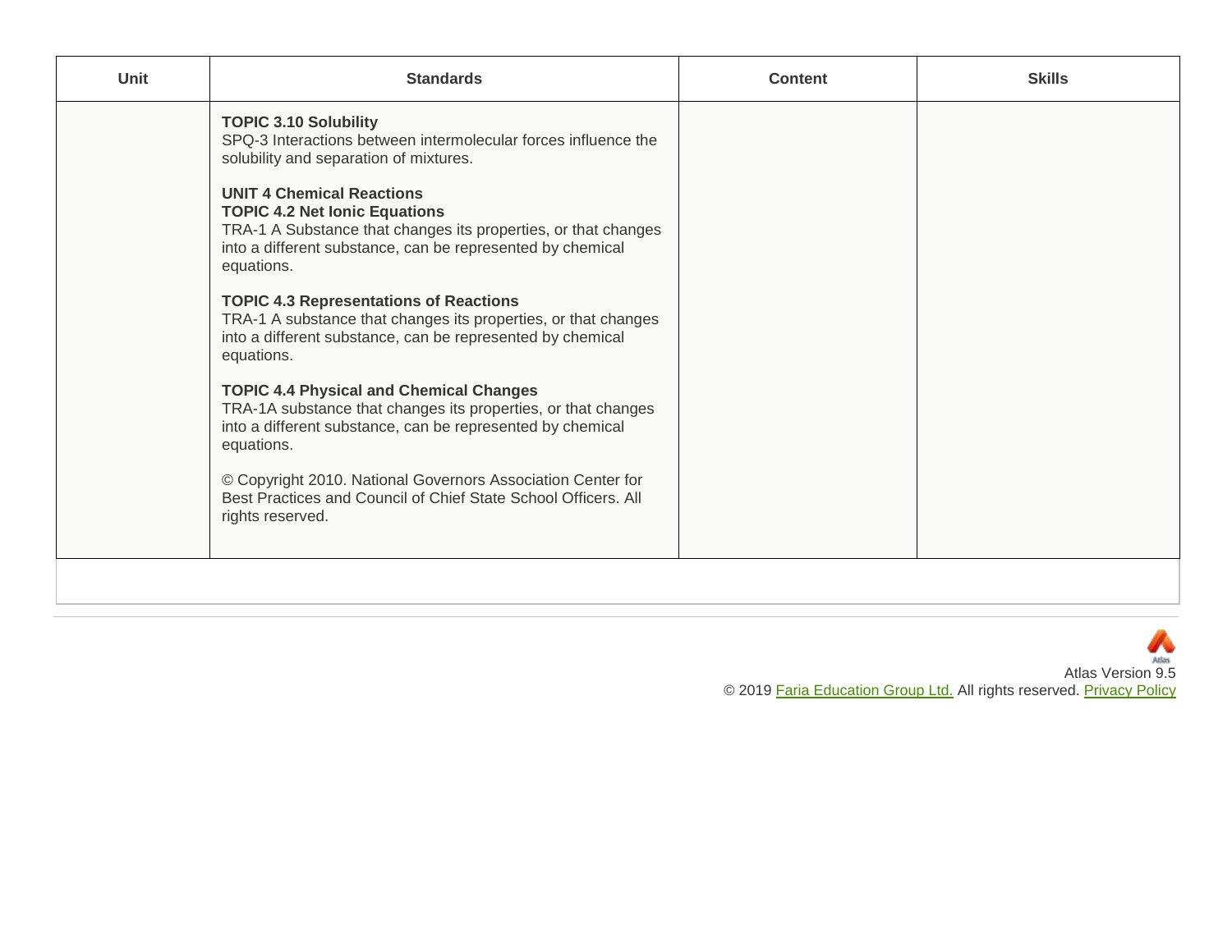| Unit | Standards | Content | Skills |
|---|---|---|---|
| | **TOPIC 3.10 Solubility**<br>SPQ-3 Interactions between intermolecular forces influence the solubility and separation of mixtures.<br><br>**UNIT 4 Chemical Reactions**<br>**TOPIC 4.2 Net Ionic Equations**<br>TRA-1 A Substance that changes its properties, or that changes into a different substance, can be represented by chemical equations.<br><br>**TOPIC 4.3 Representations of Reactions**<br>TRA-1 A substance that changes its properties, or that changes into a different substance, can be represented by chemical equations.<br><br>**TOPIC 4.4 Physical and Chemical Changes**<br>TRA-1A substance that changes its properties, or that changes into a different substance, can be represented by chemical equations.<br><br>© Copyright 2010. National Governors Association Center for Best Practices and Council of Chief State School Officers. All rights reserved. | | |

Atlas Version 9.5
© 2019 Faria Education Group Ltd. All rights reserved. Privacy Policy